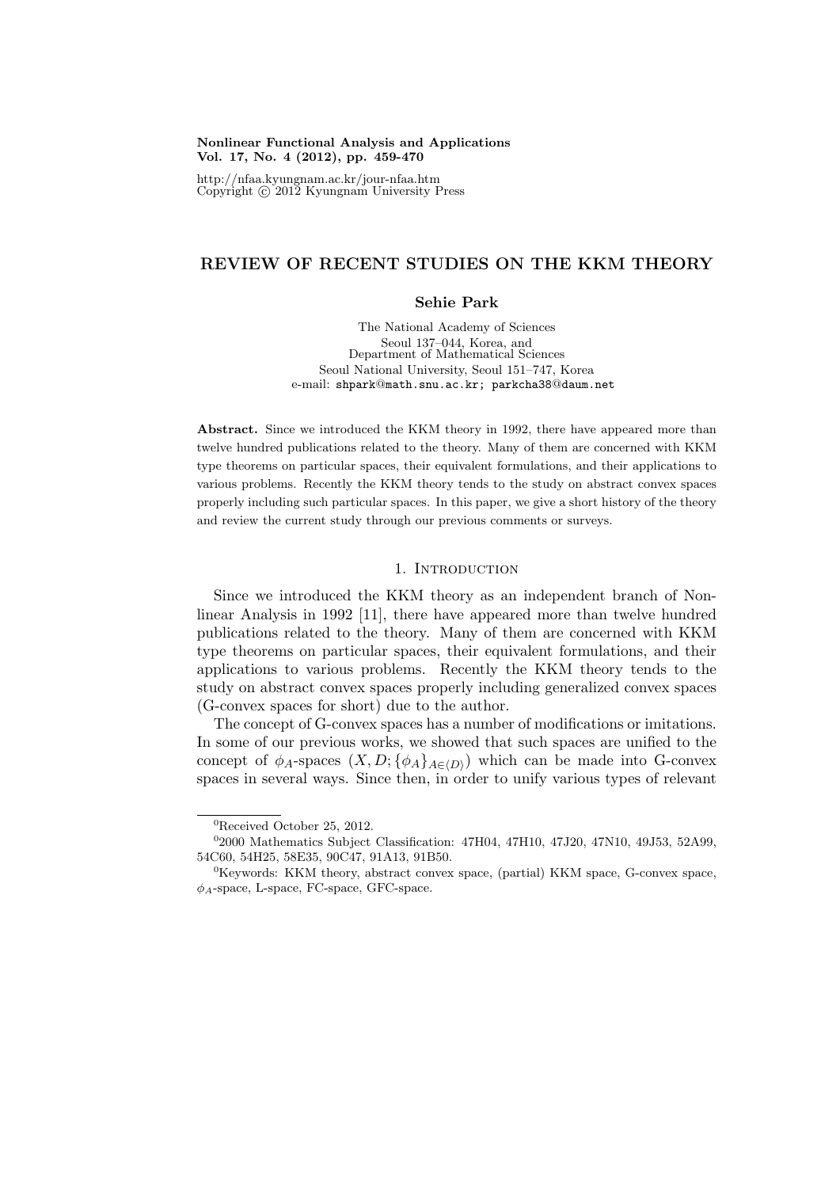**Nonlinear Functional Analysis and Applications**
**Vol. 17, No. 4 (2012), pp. 459-470**

http://nfaa.kyungnam.ac.kr/jour-nfaa.htm
Copyright © 2012 Kyungnam University Press

# REVIEW OF RECENT STUDIES ON THE KKM THEORY

**Sehie Park**

The National Academy of Sciences
Seoul 137–044, Korea, and
Department of Mathematical Sciences
Seoul National University, Seoul 151–747, Korea
e-mail: shpark@math.snu.ac.kr; parkcha38@daum.net

**Abstract.** Since we introduced the KKM theory in 1992, there have appeared more than twelve hundred publications related to the theory. Many of them are concerned with KKM type theorems on particular spaces, their equivalent formulations, and their applications to various problems. Recently the KKM theory tends to the study on abstract convex spaces properly including such particular spaces. In this paper, we give a short history of the theory and review the current study through our previous comments or surveys.

## 1. Introduction

Since we introduced the KKM theory as an independent branch of Nonlinear Analysis in 1992 [11], there have appeared more than twelve hundred publications related to the theory. Many of them are concerned with KKM type theorems on particular spaces, their equivalent formulations, and their applications to various problems. Recently the KKM theory tends to the study on abstract convex spaces properly including generalized convex spaces (G-convex spaces for short) due to the author.

The concept of G-convex spaces has a number of modifications or imitations. In some of our previous works, we showed that such spaces are unified to the concept of $\phi_A$-spaces $(X, D; \{\phi_A\}_{A\in\langle D\rangle})$ which can be made into G-convex spaces in several ways. Since then, in order to unify various types of relevant

---

[0]Received October 25, 2012.

[0]2000 Mathematics Subject Classification: 47H04, 47H10, 47J20, 47N10, 49J53, 52A99, 54C60, 54H25, 58E35, 90C47, 91A13, 91B50.

[0]Keywords: KKM theory, abstract convex space, (partial) KKM space, G-convex space, $\phi_A$-space, L-space, FC-space, GFC-space.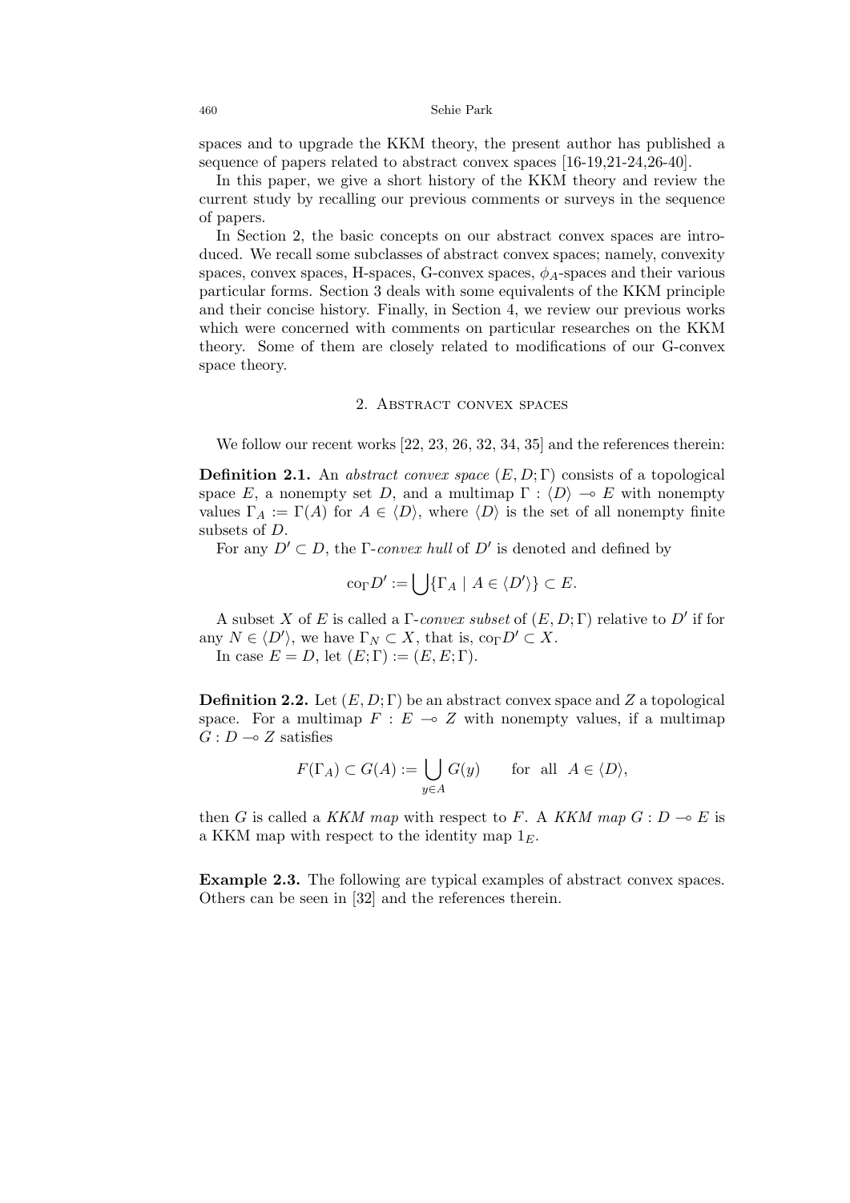spaces and to upgrade the KKM theory, the present author has published a sequence of papers related to abstract convex spaces [16-19,21-24,26-40].

In this paper, we give a short history of the KKM theory and review the current study by recalling our previous comments or surveys in the sequence of papers.

In Section 2, the basic concepts on our abstract convex spaces are introduced. We recall some subclasses of abstract convex spaces; namely, convexity spaces, convex spaces, H-spaces, G-convex spaces, $\phi_A$-spaces and their various particular forms. Section 3 deals with some equivalents of the KKM principle and their concise history. Finally, in Section 4, we review our previous works which were concerned with comments on particular researches on the KKM theory. Some of them are closely related to modifications of our G-convex space theory.

## 2. Abstract convex spaces

We follow our recent works [22, 23, 26, 32, 34, 35] and the references therein:

**Definition 2.1.** An *abstract convex space* $(E, D; \Gamma)$ consists of a topological space $E$, a nonempty set $D$, and a multimap $\Gamma : \langle D \rangle \multimap E$ with nonempty values $\Gamma_A := \Gamma(A)$ for $A \in \langle D \rangle$, where $\langle D \rangle$ is the set of all nonempty finite subsets of $D$.

For any $D' \subset D$, the $\Gamma$*-convex hull* of $D'$ is denoted and defined by

$$\mathrm{co}_\Gamma D' := \bigcup \{\Gamma_A \mid A \in \langle D' \rangle\} \subset E.$$

A subset $X$ of $E$ is called a $\Gamma$*-convex subset* of $(E, D; \Gamma)$ relative to $D'$ if for any $N \in \langle D' \rangle$, we have $\Gamma_N \subset X$, that is, $\mathrm{co}_\Gamma D' \subset X$.

In case $E = D$, let $(E; \Gamma) := (E, E; \Gamma)$.

**Definition 2.2.** Let $(E, D; \Gamma)$ be an abstract convex space and $Z$ a topological space. For a multimap $F : E \multimap Z$ with nonempty values, if a multimap $G : D \multimap Z$ satisfies

$$F(\Gamma_A) \subset G(A) := \bigcup_{y \in A} G(y) \qquad \text{for all} \quad A \in \langle D \rangle,$$

then $G$ is called a *KKM map* with respect to $F$. A *KKM map* $G : D \multimap E$ is a KKM map with respect to the identity map $1_E$.

**Example 2.3.** The following are typical examples of abstract convex spaces. Others can be seen in [32] and the references therein.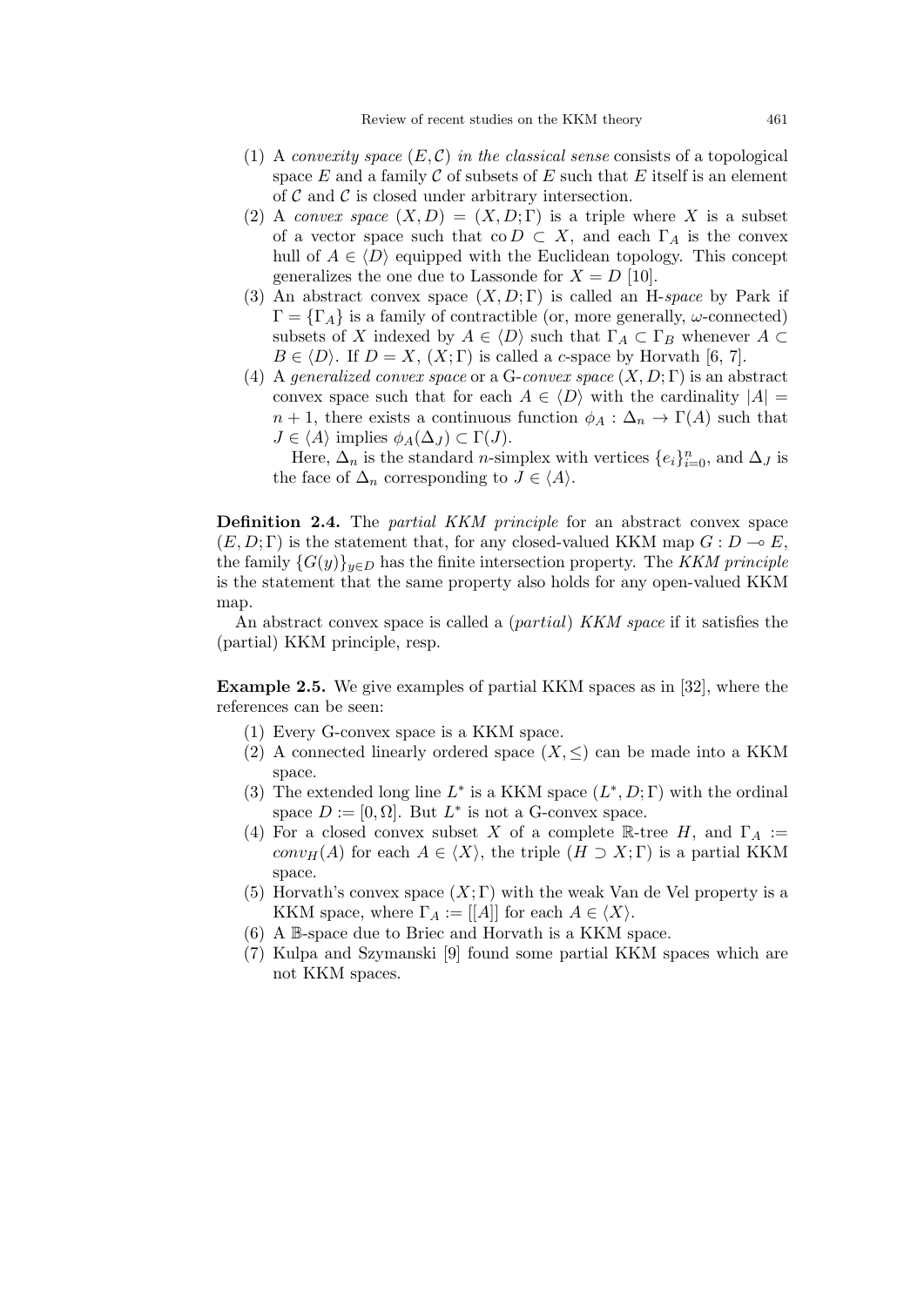(1) A *convexity space* $(E, \mathcal{C})$ *in the classical sense* consists of a topological space $E$ and a family $\mathcal{C}$ of subsets of $E$ such that $E$ itself is an element of $\mathcal{C}$ and $\mathcal{C}$ is closed under arbitrary intersection.
(2) A *convex space* $(X, D) = (X, D; \Gamma)$ is a triple where $X$ is a subset of a vector space such that $\text{co}\, D \subset X$, and each $\Gamma_A$ is the convex hull of $A \in \langle D \rangle$ equipped with the Euclidean topology. This concept generalizes the one due to Lassonde for $X = D$ [10].
(3) An abstract convex space $(X, D; \Gamma)$ is called an H-*space* by Park if $\Gamma = \{\Gamma_A\}$ is a family of contractible (or, more generally, $\omega$-connected) subsets of $X$ indexed by $A \in \langle D \rangle$ such that $\Gamma_A \subset \Gamma_B$ whenever $A \subset B \in \langle D \rangle$. If $D = X$, $(X; \Gamma)$ is called a *c*-space by Horvath [6, 7].
(4) A *generalized convex space* or a G-*convex space* $(X, D; \Gamma)$ is an abstract convex space such that for each $A \in \langle D \rangle$ with the cardinality $|A| = n + 1$, there exists a continuous function $\phi_A : \Delta_n \to \Gamma(A)$ such that $J \in \langle A \rangle$ implies $\phi_A(\Delta_J) \subset \Gamma(J)$.

   Here, $\Delta_n$ is the standard $n$-simplex with vertices $\{e_i\}_{i=0}^n$, and $\Delta_J$ is the face of $\Delta_n$ corresponding to $J \in \langle A \rangle$.

**Definition 2.4.** The *partial KKM principle* for an abstract convex space $(E, D; \Gamma)$ is the statement that, for any closed-valued KKM map $G : D \multimap E$, the family $\{G(y)\}_{y \in D}$ has the finite intersection property. The *KKM principle* is the statement that the same property also holds for any open-valued KKM map.

An abstract convex space is called a (*partial*) *KKM space* if it satisfies the (partial) KKM principle, resp.

**Example 2.5.** We give examples of partial KKM spaces as in [32], where the references can be seen:

(1) Every G-convex space is a KKM space.
(2) A connected linearly ordered space $(X, \leq)$ can be made into a KKM space.
(3) The extended long line $L^*$ is a KKM space $(L^*, D; \Gamma)$ with the ordinal space $D := [0, \Omega]$. But $L^*$ is not a G-convex space.
(4) For a closed convex subset $X$ of a complete $\mathbb{R}$-tree $H$, and $\Gamma_A := conv_H(A)$ for each $A \in \langle X \rangle$, the triple $(H \supset X; \Gamma)$ is a partial KKM space.
(5) Horvath's convex space $(X; \Gamma)$ with the weak Van de Vel property is a KKM space, where $\Gamma_A := [[A]]$ for each $A \in \langle X \rangle$.
(6) A $\mathbb{B}$-space due to Briec and Horvath is a KKM space.
(7) Kulpa and Szymanski [9] found some partial KKM spaces which are not KKM spaces.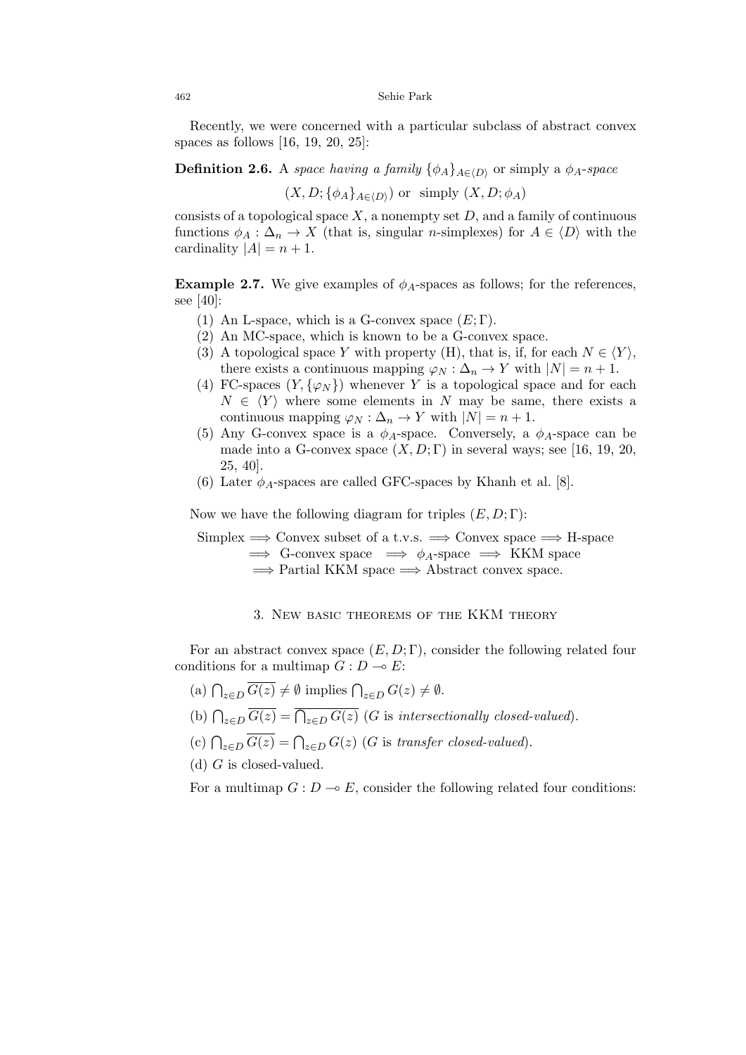Recently, we were concerned with a particular subclass of abstract convex spaces as follows [16, 19, 20, 25]:

**Definition 2.6.** A *space having a family* $\{\phi_A\}_{A \in \langle D \rangle}$ or simply a $\phi_A$*-space*

$$(X, D; \{\phi_A\}_{A \in \langle D \rangle}) \text{ or simply } (X, D; \phi_A)$$

consists of a topological space $X$, a nonempty set $D$, and a family of continuous functions $\phi_A : \Delta_n \to X$ (that is, singular $n$-simplexes) for $A \in \langle D \rangle$ with the cardinality $|A| = n + 1$.

**Example 2.7.** We give examples of $\phi_A$-spaces as follows; for the references, see [40]:

1. An L-space, which is a G-convex space $(E; \Gamma)$.
2. An MC-space, which is known to be a G-convex space.
3. A topological space $Y$ with property (H), that is, if, for each $N \in \langle Y \rangle$, there exists a continuous mapping $\varphi_N : \Delta_n \to Y$ with $|N| = n + 1$.
4. FC-spaces $(Y, \{\varphi_N\})$ whenever $Y$ is a topological space and for each $N \in \langle Y \rangle$ where some elements in $N$ may be same, there exists a continuous mapping $\varphi_N : \Delta_n \to Y$ with $|N| = n + 1$.
5. Any G-convex space is a $\phi_A$-space. Conversely, a $\phi_A$-space can be made into a G-convex space $(X, D; \Gamma)$ in several ways; see [16, 19, 20, 25, 40].
6. Later $\phi_A$-spaces are called GFC-spaces by Khanh et al. [8].

Now we have the following diagram for triples $(E, D; \Gamma)$:

Simplex $\Longrightarrow$ Convex subset of a t.v.s. $\Longrightarrow$ Convex space $\Longrightarrow$ H-space
$\Longrightarrow$ G-convex space $\Longrightarrow$ $\phi_A$-space $\Longrightarrow$ KKM space
$\Longrightarrow$ Partial KKM space $\Longrightarrow$ Abstract convex space.

## 3. New basic theorems of the KKM theory

For an abstract convex space $(E, D; \Gamma)$, consider the following related four conditions for a multimap $G : D \multimap E$:

(a) $\bigcap_{z \in D} \overline{G(z)} \neq \emptyset$ implies $\bigcap_{z \in D} G(z) \neq \emptyset$.

(b) $\bigcap_{z \in D} \overline{G(z)} = \overline{\bigcap_{z \in D} G(z)}$ ($G$ is *intersectionally closed-valued*).

(c) $\bigcap_{z \in D} \overline{G(z)} = \bigcap_{z \in D} G(z)$ ($G$ is *transfer closed-valued*).

(d) $G$ is closed-valued.

For a multimap $G : D \multimap E$, consider the following related four conditions: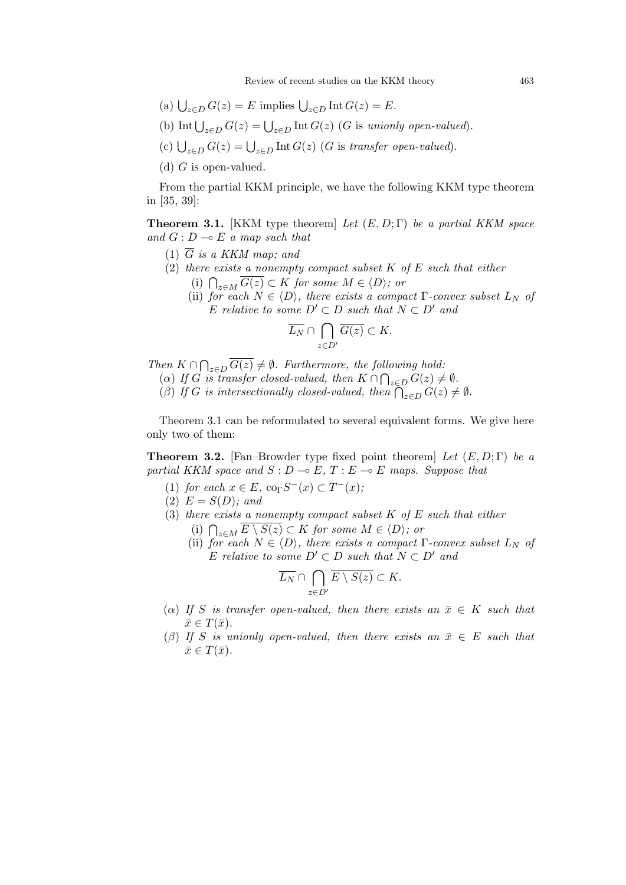(a) $\bigcup_{z\in D} G(z) = E$ implies $\bigcup_{z\in D} \operatorname{Int} G(z) = E$.

(b) $\operatorname{Int} \bigcup_{z\in D} G(z) = \bigcup_{z\in D} \operatorname{Int} G(z)$ ($G$ is *unionly open-valued*).

(c) $\bigcup_{z\in D} G(z) = \bigcup_{z\in D} \operatorname{Int} G(z)$ ($G$ is *transfer open-valued*).

(d) $G$ is open-valued.

From the partial KKM principle, we have the following KKM type theorem in [35, 39]:

**Theorem 3.1.** [KKM type theorem] *Let $(E, D; \Gamma)$ be a partial KKM space and $G : D \multimap E$ a map such that*

*(1) $\overline{G}$ is a KKM map; and*

*(2) there exists a nonempty compact subset $K$ of $E$ such that either*

*(i) $\bigcap_{z\in M} \overline{G(z)} \subset K$ for some $M \in \langle D\rangle$; or*

*(ii) for each $N \in \langle D\rangle$, there exists a compact $\Gamma$-convex subset $L_N$ of $E$ relative to some $D' \subset D$ such that $N \subset D'$ and*

$$\overline{L_N} \cap \bigcap_{z\in D'} \overline{G(z)} \subset K.$$

*Then $K \cap \bigcap_{z\in D} \overline{G(z)} \neq \emptyset$. Furthermore, the following hold:*

*($\alpha$) If $G$ is transfer closed-valued, then $K \cap \bigcap_{z\in D} G(z) \neq \emptyset$.*

*($\beta$) If $G$ is intersectionally closed-valued, then $\bigcap_{z\in D} G(z) \neq \emptyset$.*

Theorem 3.1 can be reformulated to several equivalent forms. We give here only two of them:

**Theorem 3.2.** [Fan–Browder type fixed point theorem] *Let $(E, D; \Gamma)$ be a partial KKM space and $S : D \multimap E$, $T : E \multimap E$ maps. Suppose that*

*(1) for each $x \in E$, $\operatorname{co}_\Gamma S^-(x) \subset T^-(x)$;*

*(2) $E = S(D)$; and*

*(3) there exists a nonempty compact subset $K$ of $E$ such that either*

*(i) $\bigcap_{z\in M} \overline{E \setminus S(z)} \subset K$ for some $M \in \langle D\rangle$; or*

*(ii) for each $N \in \langle D\rangle$, there exists a compact $\Gamma$-convex subset $L_N$ of $E$ relative to some $D' \subset D$ such that $N \subset D'$ and*

$$\overline{L_N} \cap \bigcap_{z\in D'} \overline{E \setminus S(z)} \subset K.$$

*($\alpha$) If $S$ is transfer open-valued, then there exists an $\bar{x} \in K$ such that $\bar{x} \in T(\bar{x})$.*

*($\beta$) If $S$ is unionly open-valued, then there exists an $\bar{x} \in E$ such that $\bar{x} \in T(\bar{x})$.*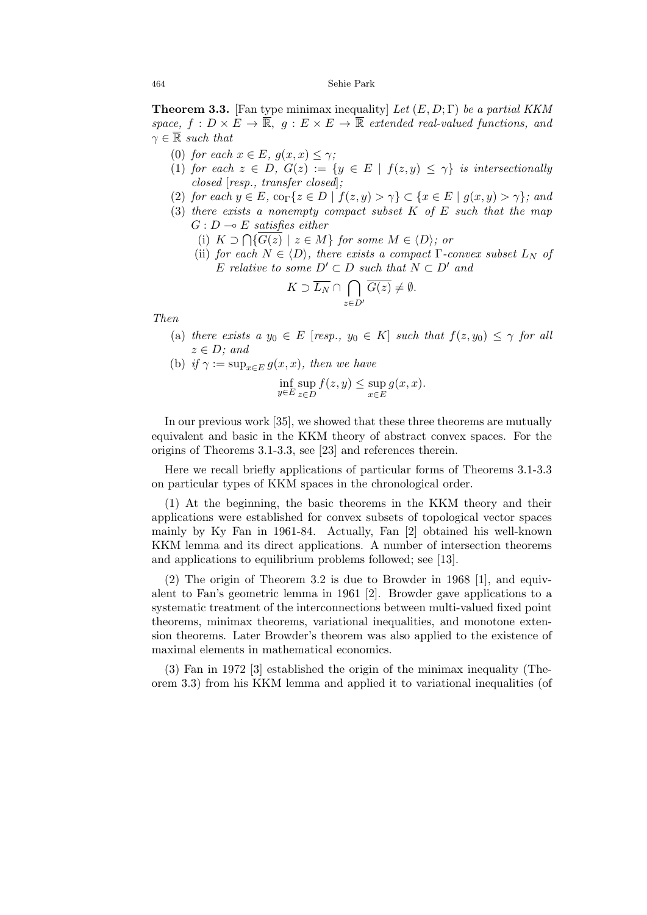**Theorem 3.3.** [Fan type minimax inequality] *Let $(E, D; \Gamma)$ be a partial KKM space, $f : D \times E \to \overline{\mathbb{R}}$, $g : E \times E \to \overline{\mathbb{R}}$ extended real-valued functions, and $\gamma \in \overline{\mathbb{R}}$ such that*

(0) *for each $x \in E$, $g(x, x) \leq \gamma$;*

(1) *for each $z \in D$, $G(z) := \{y \in E \mid f(z, y) \leq \gamma\}$ is intersectionally closed [resp., transfer closed];*

(2) *for each $y \in E$, $\mathrm{co}_\Gamma\{z \in D \mid f(z, y) > \gamma\} \subset \{x \in E \mid g(x, y) > \gamma\}$; and*

(3) *there exists a nonempty compact subset $K$ of $E$ such that the map $G : D \multimap E$ satisfies either*

  (i) *$K \supset \bigcap\{\overline{G(z)} \mid z \in M\}$ for some $M \in \langle D \rangle$; or*

  (ii) *for each $N \in \langle D \rangle$, there exists a compact $\Gamma$-convex subset $L_N$ of $E$ relative to some $D' \subset D$ such that $N \subset D'$ and*
$$K \supset \overline{L_N} \cap \bigcap_{z \in D'} \overline{G(z)} \neq \emptyset.$$

*Then*

(a) *there exists a $y_0 \in E$ [resp., $y_0 \in K$] such that $f(z, y_0) \leq \gamma$ for all $z \in D$; and*

(b) *if $\gamma := \sup_{x \in E} g(x, x)$, then we have*
$$\inf_{y \in E} \sup_{z \in D} f(z, y) \leq \sup_{x \in E} g(x, x).$$

In our previous work [35], we showed that these three theorems are mutually equivalent and basic in the KKM theory of abstract convex spaces. For the origins of Theorems 3.1-3.3, see [23] and references therein.

Here we recall briefly applications of particular forms of Theorems 3.1-3.3 on particular types of KKM spaces in the chronological order.

(1) At the beginning, the basic theorems in the KKM theory and their applications were established for convex subsets of topological vector spaces mainly by Ky Fan in 1961-84. Actually, Fan [2] obtained his well-known KKM lemma and its direct applications. A number of intersection theorems and applications to equilibrium problems followed; see [13].

(2) The origin of Theorem 3.2 is due to Browder in 1968 [1], and equivalent to Fan's geometric lemma in 1961 [2]. Browder gave applications to a systematic treatment of the interconnections between multi-valued fixed point theorems, minimax theorems, variational inequalities, and monotone extension theorems. Later Browder's theorem was also applied to the existence of maximal elements in mathematical economics.

(3) Fan in 1972 [3] established the origin of the minimax inequality (Theorem 3.3) from his KKM lemma and applied it to variational inequalities (of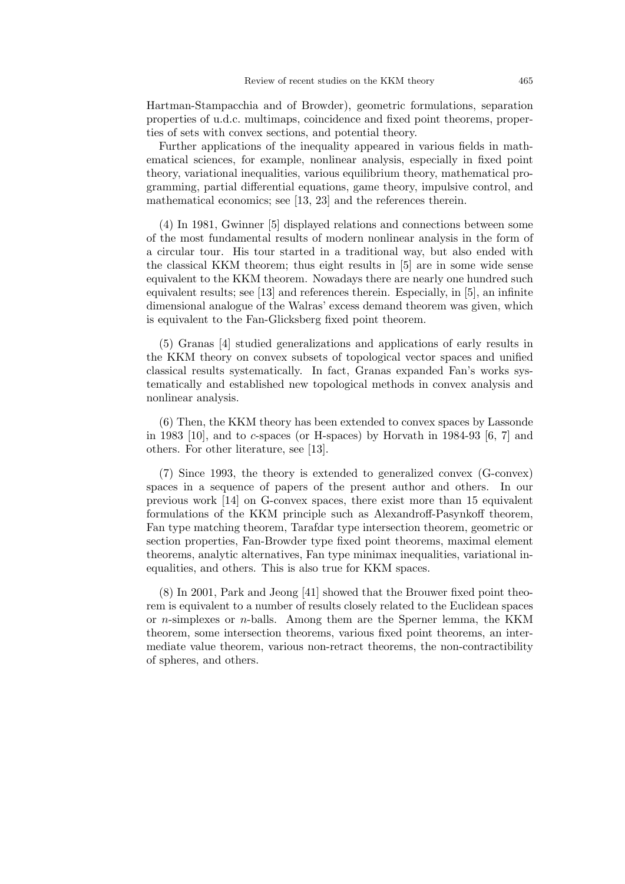Hartman-Stampacchia and of Browder), geometric formulations, separation properties of u.d.c. multimaps, coincidence and fixed point theorems, properties of sets with convex sections, and potential theory.

Further applications of the inequality appeared in various fields in mathematical sciences, for example, nonlinear analysis, especially in fixed point theory, variational inequalities, various equilibrium theory, mathematical programming, partial differential equations, game theory, impulsive control, and mathematical economics; see [13, 23] and the references therein.

(4) In 1981, Gwinner [5] displayed relations and connections between some of the most fundamental results of modern nonlinear analysis in the form of a circular tour. His tour started in a traditional way, but also ended with the classical KKM theorem; thus eight results in [5] are in some wide sense equivalent to the KKM theorem. Nowadays there are nearly one hundred such equivalent results; see [13] and references therein. Especially, in [5], an infinite dimensional analogue of the Walras' excess demand theorem was given, which is equivalent to the Fan-Glicksberg fixed point theorem.

(5) Granas [4] studied generalizations and applications of early results in the KKM theory on convex subsets of topological vector spaces and unified classical results systematically. In fact, Granas expanded Fan's works systematically and established new topological methods in convex analysis and nonlinear analysis.

(6) Then, the KKM theory has been extended to convex spaces by Lassonde in 1983 [10], and to $c$-spaces (or H-spaces) by Horvath in 1984-93 [6, 7] and others. For other literature, see [13].

(7) Since 1993, the theory is extended to generalized convex (G-convex) spaces in a sequence of papers of the present author and others. In our previous work [14] on G-convex spaces, there exist more than 15 equivalent formulations of the KKM principle such as Alexandroff-Pasynkoff theorem, Fan type matching theorem, Tarafdar type intersection theorem, geometric or section properties, Fan-Browder type fixed point theorems, maximal element theorems, analytic alternatives, Fan type minimax inequalities, variational inequalities, and others. This is also true for KKM spaces.

(8) In 2001, Park and Jeong [41] showed that the Brouwer fixed point theorem is equivalent to a number of results closely related to the Euclidean spaces or $n$-simplexes or $n$-balls. Among them are the Sperner lemma, the KKM theorem, some intersection theorems, various fixed point theorems, an intermediate value theorem, various non-retract theorems, the non-contractibility of spheres, and others.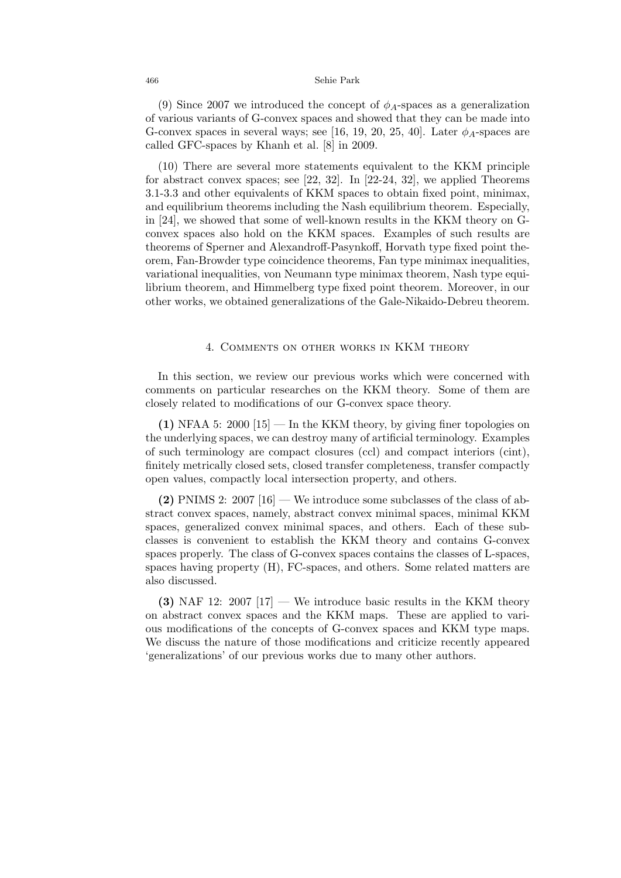(9) Since 2007 we introduced the concept of $\phi_A$-spaces as a generalization of various variants of G-convex spaces and showed that they can be made into G-convex spaces in several ways; see [16, 19, 20, 25, 40]. Later $\phi_A$-spaces are called GFC-spaces by Khanh et al. [8] in 2009.

(10) There are several more statements equivalent to the KKM principle for abstract convex spaces; see [22, 32]. In [22-24, 32], we applied Theorems 3.1-3.3 and other equivalents of KKM spaces to obtain fixed point, minimax, and equilibrium theorems including the Nash equilibrium theorem. Especially, in [24], we showed that some of well-known results in the KKM theory on G-convex spaces also hold on the KKM spaces. Examples of such results are theorems of Sperner and Alexandroff-Pasynkoff, Horvath type fixed point theorem, Fan-Browder type coincidence theorems, Fan type minimax inequalities, variational inequalities, von Neumann type minimax theorem, Nash type equilibrium theorem, and Himmelberg type fixed point theorem. Moreover, in our other works, we obtained generalizations of the Gale-Nikaido-Debreu theorem.

## 4. Comments on other works in KKM theory

In this section, we review our previous works which were concerned with comments on particular researches on the KKM theory. Some of them are closely related to modifications of our G-convex space theory.

**(1)** NFAA 5: 2000 [15] — In the KKM theory, by giving finer topologies on the underlying spaces, we can destroy many of artificial terminology. Examples of such terminology are compact closures (ccl) and compact interiors (cint), finitely metrically closed sets, closed transfer completeness, transfer compactly open values, compactly local intersection property, and others.

**(2)** PNIMS 2: 2007 [16] — We introduce some subclasses of the class of abstract convex spaces, namely, abstract convex minimal spaces, minimal KKM spaces, generalized convex minimal spaces, and others. Each of these subclasses is convenient to establish the KKM theory and contains G-convex spaces properly. The class of G-convex spaces contains the classes of L-spaces, spaces having property (H), FC-spaces, and others. Some related matters are also discussed.

**(3)** NAF 12: 2007 [17] — We introduce basic results in the KKM theory on abstract convex spaces and the KKM maps. These are applied to various modifications of the concepts of G-convex spaces and KKM type maps. We discuss the nature of those modifications and criticize recently appeared 'generalizations' of our previous works due to many other authors.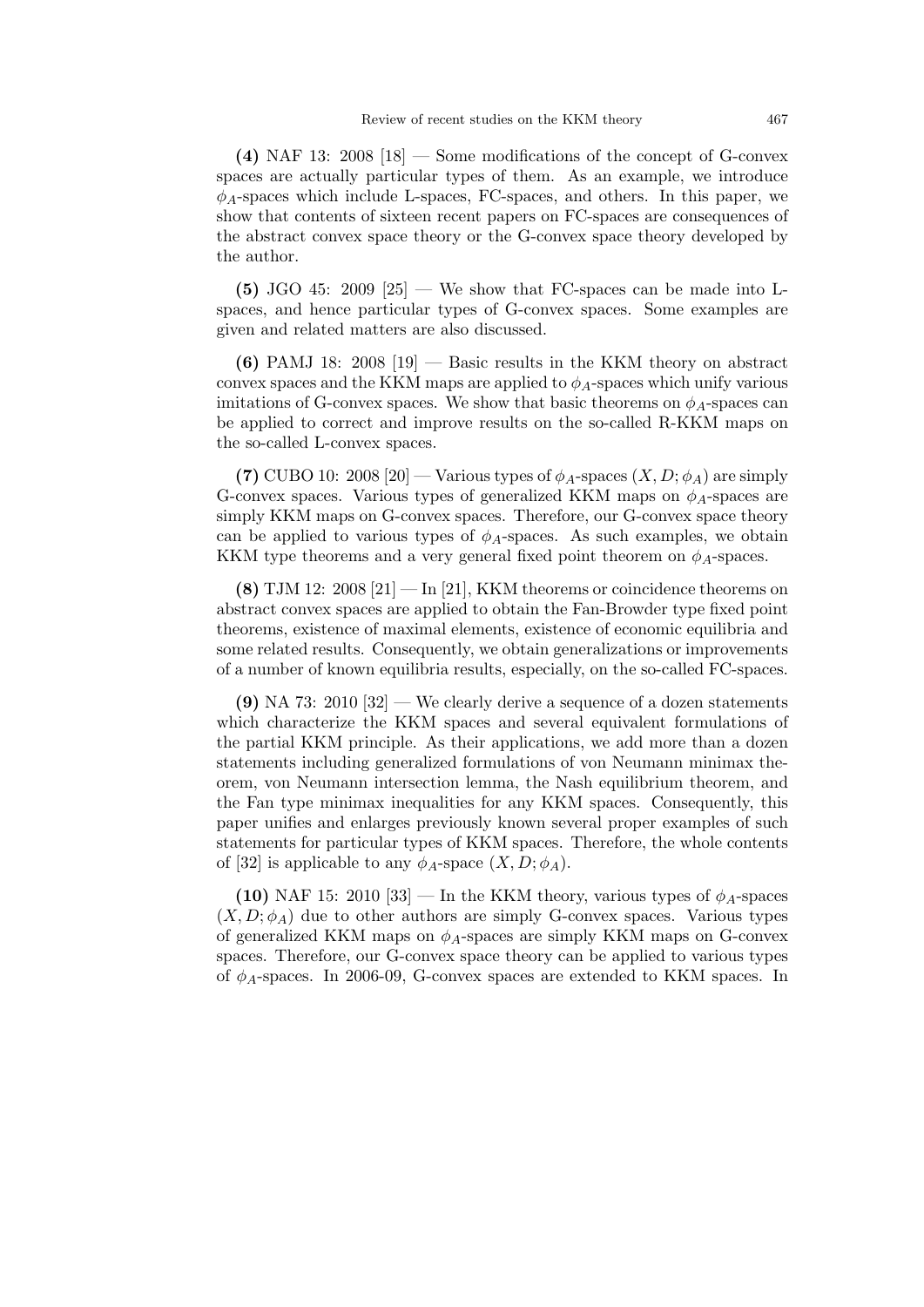**(4)** NAF 13: 2008 [18] — Some modifications of the concept of G-convex spaces are actually particular types of them. As an example, we introduce $\phi_A$-spaces which include L-spaces, FC-spaces, and others. In this paper, we show that contents of sixteen recent papers on FC-spaces are consequences of the abstract convex space theory or the G-convex space theory developed by the author.

**(5)** JGO 45: 2009 [25] — We show that FC-spaces can be made into L-spaces, and hence particular types of G-convex spaces. Some examples are given and related matters are also discussed.

**(6)** PAMJ 18: 2008 [19] — Basic results in the KKM theory on abstract convex spaces and the KKM maps are applied to $\phi_A$-spaces which unify various imitations of G-convex spaces. We show that basic theorems on $\phi_A$-spaces can be applied to correct and improve results on the so-called R-KKM maps on the so-called L-convex spaces.

**(7)** CUBO 10: 2008 [20] — Various types of $\phi_A$-spaces $(X, D; \phi_A)$ are simply G-convex spaces. Various types of generalized KKM maps on $\phi_A$-spaces are simply KKM maps on G-convex spaces. Therefore, our G-convex space theory can be applied to various types of $\phi_A$-spaces. As such examples, we obtain KKM type theorems and a very general fixed point theorem on $\phi_A$-spaces.

**(8)** TJM 12: 2008 [21] — In [21], KKM theorems or coincidence theorems on abstract convex spaces are applied to obtain the Fan-Browder type fixed point theorems, existence of maximal elements, existence of economic equilibria and some related results. Consequently, we obtain generalizations or improvements of a number of known equilibria results, especially, on the so-called FC-spaces.

**(9)** NA 73: 2010 [32] — We clearly derive a sequence of a dozen statements which characterize the KKM spaces and several equivalent formulations of the partial KKM principle. As their applications, we add more than a dozen statements including generalized formulations of von Neumann minimax theorem, von Neumann intersection lemma, the Nash equilibrium theorem, and the Fan type minimax inequalities for any KKM spaces. Consequently, this paper unifies and enlarges previously known several proper examples of such statements for particular types of KKM spaces. Therefore, the whole contents of [32] is applicable to any $\phi_A$-space $(X, D; \phi_A)$.

**(10)** NAF 15: 2010 [33] — In the KKM theory, various types of $\phi_A$-spaces $(X, D; \phi_A)$ due to other authors are simply G-convex spaces. Various types of generalized KKM maps on $\phi_A$-spaces are simply KKM maps on G-convex spaces. Therefore, our G-convex space theory can be applied to various types of $\phi_A$-spaces. In 2006-09, G-convex spaces are extended to KKM spaces. In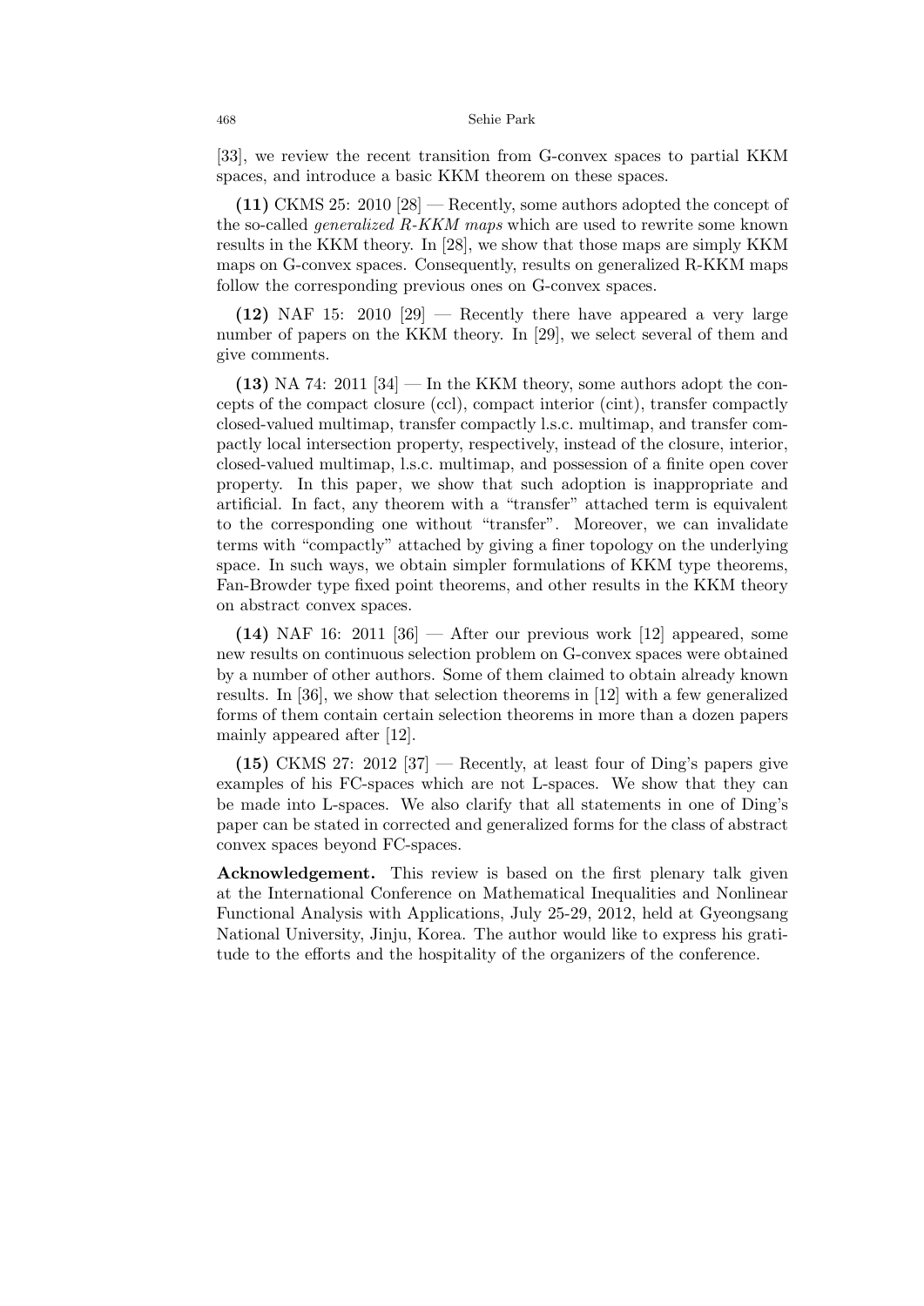[33], we review the recent transition from G-convex spaces to partial KKM spaces, and introduce a basic KKM theorem on these spaces.

**(11)** CKMS 25: 2010 [28] — Recently, some authors adopted the concept of the so-called *generalized R-KKM maps* which are used to rewrite some known results in the KKM theory. In [28], we show that those maps are simply KKM maps on G-convex spaces. Consequently, results on generalized R-KKM maps follow the corresponding previous ones on G-convex spaces.

**(12)** NAF 15: 2010 [29] — Recently there have appeared a very large number of papers on the KKM theory. In [29], we select several of them and give comments.

**(13)** NA 74: 2011 [34] — In the KKM theory, some authors adopt the concepts of the compact closure (ccl), compact interior (cint), transfer compactly closed-valued multimap, transfer compactly l.s.c. multimap, and transfer compactly local intersection property, respectively, instead of the closure, interior, closed-valued multimap, l.s.c. multimap, and possession of a finite open cover property. In this paper, we show that such adoption is inappropriate and artificial. In fact, any theorem with a "transfer" attached term is equivalent to the corresponding one without "transfer". Moreover, we can invalidate terms with "compactly" attached by giving a finer topology on the underlying space. In such ways, we obtain simpler formulations of KKM type theorems, Fan-Browder type fixed point theorems, and other results in the KKM theory on abstract convex spaces.

**(14)** NAF 16: 2011 [36] — After our previous work [12] appeared, some new results on continuous selection problem on G-convex spaces were obtained by a number of other authors. Some of them claimed to obtain already known results. In [36], we show that selection theorems in [12] with a few generalized forms of them contain certain selection theorems in more than a dozen papers mainly appeared after [12].

**(15)** CKMS 27: 2012 [37] — Recently, at least four of Ding's papers give examples of his FC-spaces which are not L-spaces. We show that they can be made into L-spaces. We also clarify that all statements in one of Ding's paper can be stated in corrected and generalized forms for the class of abstract convex spaces beyond FC-spaces.

**Acknowledgement.** This review is based on the first plenary talk given at the International Conference on Mathematical Inequalities and Nonlinear Functional Analysis with Applications, July 25-29, 2012, held at Gyeongsang National University, Jinju, Korea. The author would like to express his gratitude to the efforts and the hospitality of the organizers of the conference.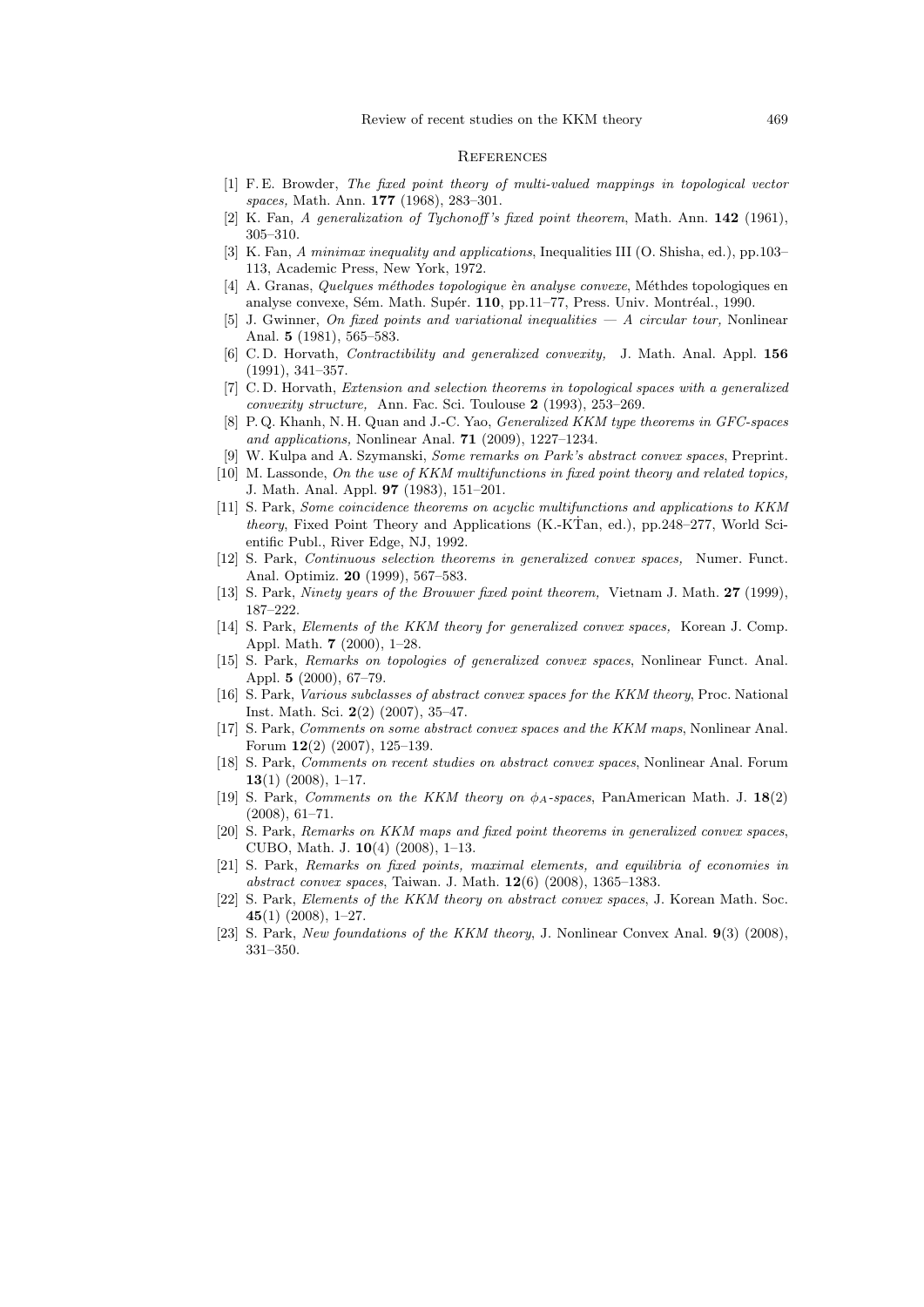## References

[1] F. E. Browder, *The fixed point theory of multi-valued mappings in topological vector spaces,* Math. Ann. **177** (1968), 283–301.

[2] K. Fan, *A generalization of Tychonoff's fixed point theorem*, Math. Ann. **142** (1961), 305–310.

[3] K. Fan, *A minimax inequality and applications*, Inequalities III (O. Shisha, ed.), pp.103–113, Academic Press, New York, 1972.

[4] A. Granas, *Quelques méthodes topologique èn analyse convexe*, Méthdes topologiques en analyse convexe, Sém. Math. Supér. **110**, pp.11–77, Press. Univ. Montréal., 1990.

[5] J. Gwinner, *On fixed points and variational inequalities — A circular tour,* Nonlinear Anal. **5** (1981), 565–583.

[6] C. D. Horvath, *Contractibility and generalized convexity,* J. Math. Anal. Appl. **156** (1991), 341–357.

[7] C. D. Horvath, *Extension and selection theorems in topological spaces with a generalized convexity structure,* Ann. Fac. Sci. Toulouse **2** (1993), 253–269.

[8] P. Q. Khanh, N. H. Quan and J.-C. Yao, *Generalized KKM type theorems in GFC-spaces and applications,* Nonlinear Anal. **71** (2009), 1227–1234.

[9] W. Kulpa and A. Szymanski, *Some remarks on Park's abstract convex spaces*, Preprint.

[10] M. Lassonde, *On the use of KKM multifunctions in fixed point theory and related topics,* J. Math. Anal. Appl. **97** (1983), 151–201.

[11] S. Park, *Some coincidence theorems on acyclic multifunctions and applications to KKM theory*, Fixed Point Theory and Applications (K.-K.Tan, ed.), pp.248–277, World Scientific Publ., River Edge, NJ, 1992.

[12] S. Park, *Continuous selection theorems in generalized convex spaces,* Numer. Funct. Anal. Optimiz. **20** (1999), 567–583.

[13] S. Park, *Ninety years of the Brouwer fixed point theorem,* Vietnam J. Math. **27** (1999), 187–222.

[14] S. Park, *Elements of the KKM theory for generalized convex spaces,* Korean J. Comp. Appl. Math. **7** (2000), 1–28.

[15] S. Park, *Remarks on topologies of generalized convex spaces*, Nonlinear Funct. Anal. Appl. **5** (2000), 67–79.

[16] S. Park, *Various subclasses of abstract convex spaces for the KKM theory*, Proc. National Inst. Math. Sci. **2**(2) (2007), 35–47.

[17] S. Park, *Comments on some abstract convex spaces and the KKM maps*, Nonlinear Anal. Forum **12**(2) (2007), 125–139.

[18] S. Park, *Comments on recent studies on abstract convex spaces*, Nonlinear Anal. Forum **13**(1) (2008), 1–17.

[19] S. Park, *Comments on the KKM theory on $\phi_A$-spaces*, PanAmerican Math. J. **18**(2) (2008), 61–71.

[20] S. Park, *Remarks on KKM maps and fixed point theorems in generalized convex spaces*, CUBO, Math. J. **10**(4) (2008), 1–13.

[21] S. Park, *Remarks on fixed points, maximal elements, and equilibria of economies in abstract convex spaces*, Taiwan. J. Math. **12**(6) (2008), 1365–1383.

[22] S. Park, *Elements of the KKM theory on abstract convex spaces*, J. Korean Math. Soc. **45**(1) (2008), 1–27.

[23] S. Park, *New foundations of the KKM theory*, J. Nonlinear Convex Anal. **9**(3) (2008), 331–350.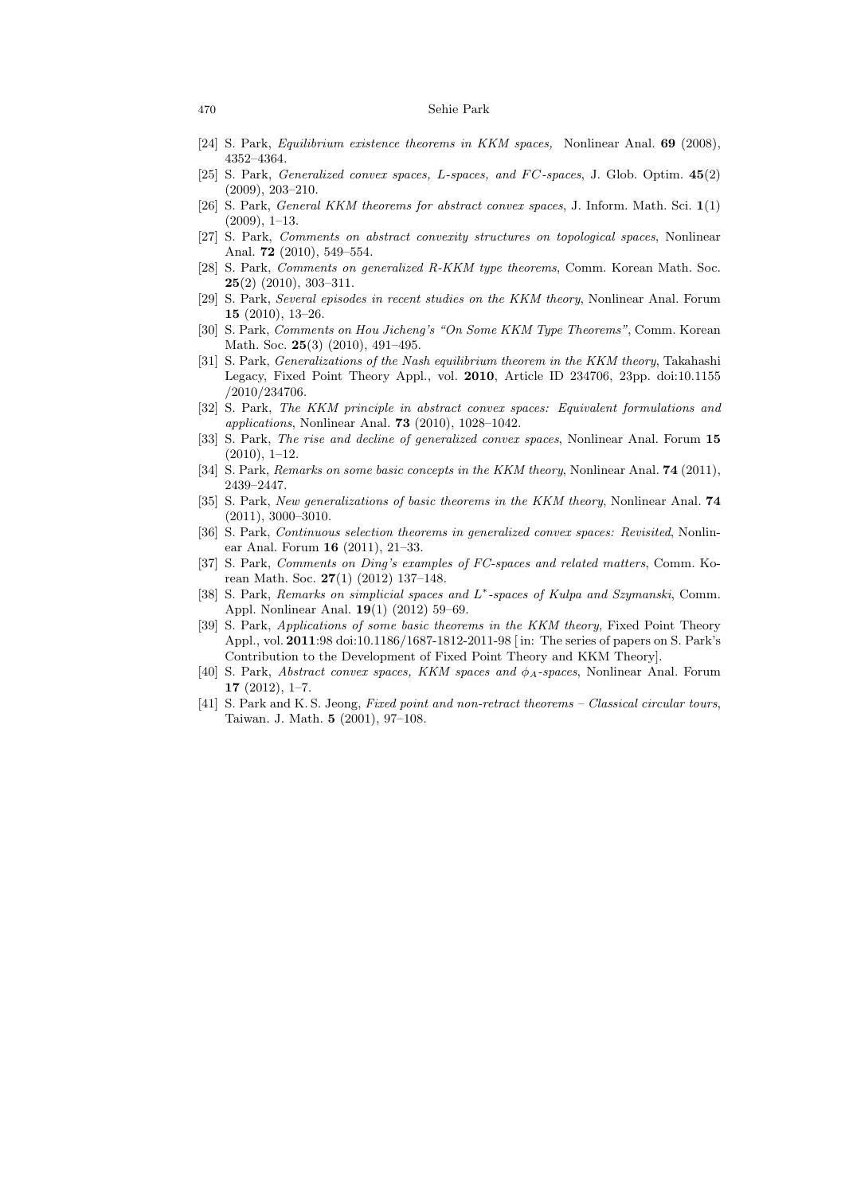[24] S. Park, *Equilibrium existence theorems in KKM spaces,* Nonlinear Anal. **69** (2008), 4352–4364.

[25] S. Park, *Generalized convex spaces, L-spaces, and FC-spaces*, J. Glob. Optim. **45**(2) (2009), 203–210.

[26] S. Park, *General KKM theorems for abstract convex spaces*, J. Inform. Math. Sci. **1**(1) (2009), 1–13.

[27] S. Park, *Comments on abstract convexity structures on topological spaces*, Nonlinear Anal. **72** (2010), 549–554.

[28] S. Park, *Comments on generalized R-KKM type theorems*, Comm. Korean Math. Soc. **25**(2) (2010), 303–311.

[29] S. Park, *Several episodes in recent studies on the KKM theory*, Nonlinear Anal. Forum **15** (2010), 13–26.

[30] S. Park, *Comments on Hou Jicheng's "On Some KKM Type Theorems"*, Comm. Korean Math. Soc. **25**(3) (2010), 491–495.

[31] S. Park, *Generalizations of the Nash equilibrium theorem in the KKM theory*, Takahashi Legacy, Fixed Point Theory Appl., vol. **2010**, Article ID 234706, 23pp. doi:10.1155/2010/234706.

[32] S. Park, *The KKM principle in abstract convex spaces: Equivalent formulations and applications*, Nonlinear Anal. **73** (2010), 1028–1042.

[33] S. Park, *The rise and decline of generalized convex spaces*, Nonlinear Anal. Forum **15** (2010), 1–12.

[34] S. Park, *Remarks on some basic concepts in the KKM theory*, Nonlinear Anal. **74** (2011), 2439–2447.

[35] S. Park, *New generalizations of basic theorems in the KKM theory*, Nonlinear Anal. **74** (2011), 3000–3010.

[36] S. Park, *Continuous selection theorems in generalized convex spaces: Revisited*, Nonlinear Anal. Forum **16** (2011), 21–33.

[37] S. Park, *Comments on Ding's examples of FC-spaces and related matters*, Comm. Korean Math. Soc. **27**(1) (2012) 137–148.

[38] S. Park, *Remarks on simplicial spaces and $L^*$-spaces of Kulpa and Szymanski*, Comm. Appl. Nonlinear Anal. **19**(1) (2012) 59–69.

[39] S. Park, *Applications of some basic theorems in the KKM theory*, Fixed Point Theory Appl., vol. **2011**:98 doi:10.1186/1687-1812-2011-98 [ in: The series of papers on S. Park's Contribution to the Development of Fixed Point Theory and KKM Theory].

[40] S. Park, *Abstract convex spaces, KKM spaces and $\phi_A$-spaces*, Nonlinear Anal. Forum **17** (2012), 1–7.

[41] S. Park and K. S. Jeong, *Fixed point and non-retract theorems – Classical circular tours*, Taiwan. J. Math. **5** (2001), 97–108.